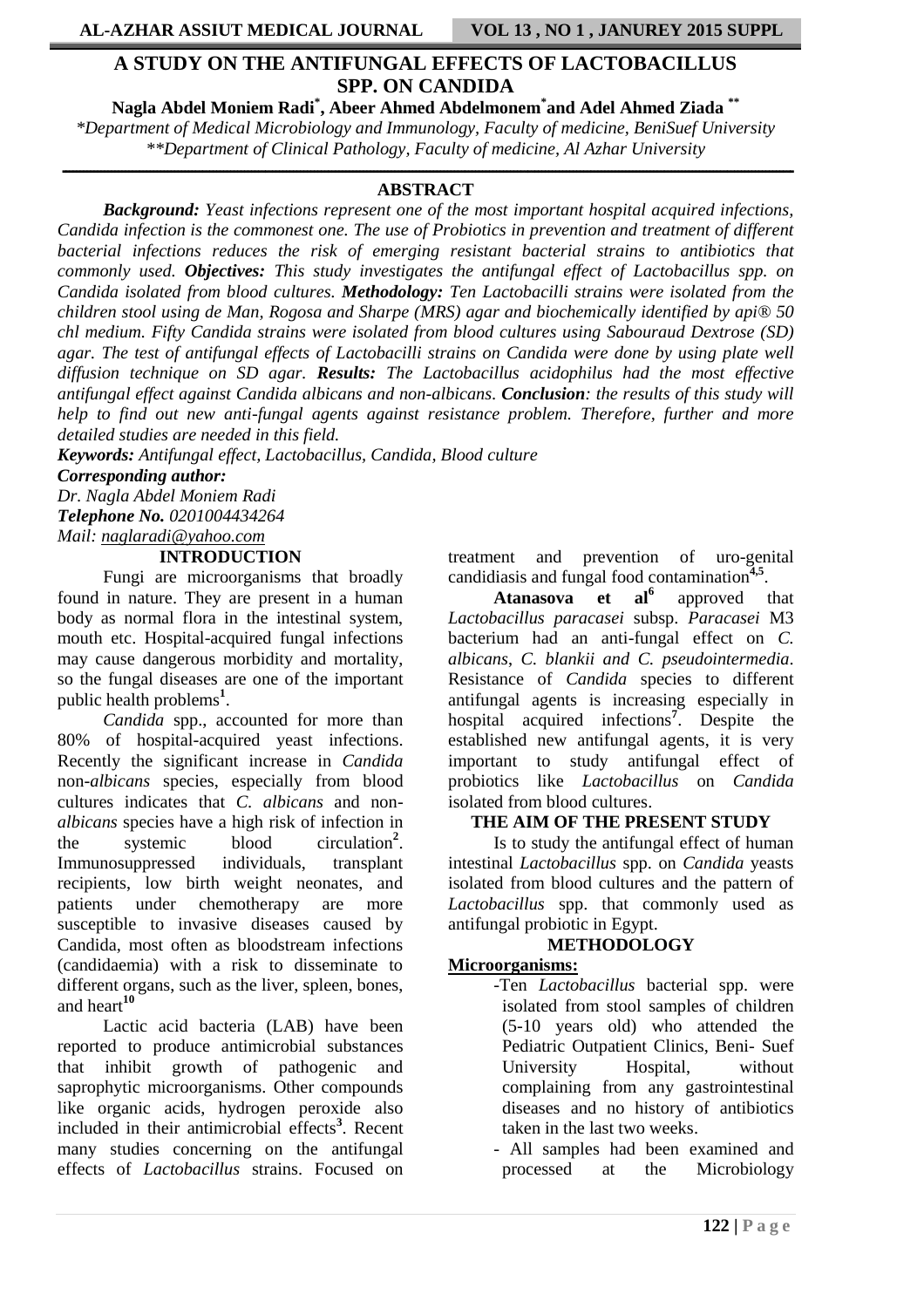# A STUDY ON THE ANTIFUNGAL EFFECTS OF LACTOBACILLUS SPP. ON CANDIDA

**Nagla Abdel Moniem Radi[*], Abeer Ahmed Abdelmonem[*] and Adel Ahmed Ziada [**]**

*\*Department of Medical Microbiology and Immunology, Faculty of medicine, BeniSuef University*

*\*\*Department of Clinical Pathology, Faculty of medicine, Al Azhar University*

## ABSTRACT

***Background:*** *Yeast infections represent one of the most important hospital acquired infections, Candida infection is the commonest one. The use of Probiotics in prevention and treatment of different bacterial infections reduces the risk of emerging resistant bacterial strains to antibiotics that commonly used.* ***Objectives:*** *This study investigates the antifungal effect of Lactobacillus spp. on Candida isolated from blood cultures.* ***Methodology:*** *Ten Lactobacilli strains were isolated from the children stool using de Man, Rogosa and Sharpe (MRS) agar and biochemically identified by api® 50 chl medium. Fifty Candida strains were isolated from blood cultures using Sabouraud Dextrose (SD) agar. The test of antifungal effects of Lactobacilli strains on Candida were done by using plate well diffusion technique on SD agar.* ***Results:*** *The Lactobacillus acidophilus had the most effective antifungal effect against Candida albicans and non-albicans.* ***Conclusion****: the results of this study will help to find out new anti-fungal agents against resistance problem. Therefore, further and more detailed studies are needed in this field.*

***Keywords:*** *Antifungal effect, Lactobacillus, Candida, Blood culture*

***Corresponding author:***
*Dr. Nagla Abdel Moniem Radi*
***Telephone No.*** *0201004434264*
*Mail: naglaradi@yahoo.com*

## INTRODUCTION

Fungi are microorganisms that broadly found in nature. They are present in a human body as normal flora in the intestinal system, mouth etc. Hospital-acquired fungal infections may cause dangerous morbidity and mortality, so the fungal diseases are one of the important public health problems[1].

*Candida* spp., accounted for more than 80% of hospital-acquired yeast infections. Recently the significant increase in *Candida* non-*albicans* species, especially from blood cultures indicates that *C. albicans* and non-*albicans* species have a high risk of infection in the systemic blood circulation[2]. Immunosuppressed individuals, transplant recipients, low birth weight neonates, and patients under chemotherapy are more susceptible to invasive diseases caused by Candida, most often as bloodstream infections (candidaemia) with a risk to disseminate to different organs, such as the liver, spleen, bones, and heart[10]

Lactic acid bacteria (LAB) have been reported to produce antimicrobial substances that inhibit growth of pathogenic and saprophytic microorganisms. Other compounds like organic acids, hydrogen peroxide also included in their antimicrobial effects[3]. Recent many studies concerning on the antifungal effects of *Lactobacillus* strains. Focused on treatment and prevention of uro-genital candidiasis and fungal food contamination[4,5].

**Atanasova et al[6]** approved that *Lactobacillus paracasei* subsp. *Paracasei* M3 bacterium had an anti-fungal effect on *C. albicans*, *C. blankii and C. pseudointermedia*. Resistance of *Candida* species to different antifungal agents is increasing especially in hospital acquired infections[7]. Despite the established new antifungal agents, it is very important to study antifungal effect of probiotics like *Lactobacillus* on *Candida* isolated from blood cultures.

## THE AIM OF THE PRESENT STUDY

Is to study the antifungal effect of human intestinal *Lactobacillus* spp. on *Candida* yeasts isolated from blood cultures and the pattern of *Lactobacillus* spp. that commonly used as antifungal probiotic in Egypt.

## METHODOLOGY

**Microorganisms:**

- Ten *Lactobacillus* bacterial spp. were isolated from stool samples of children (5-10 years old) who attended the Pediatric Outpatient Clinics, Beni- Suef University Hospital, without complaining from any gastrointestinal diseases and no history of antibiotics taken in the last two weeks.
- All samples had been examined and processed at the Microbiology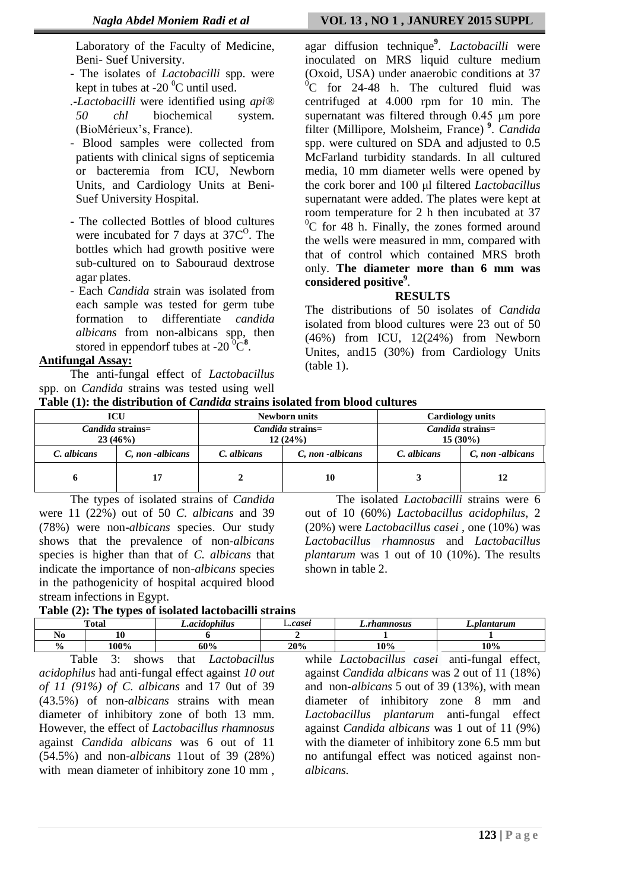Laboratory of the Faculty of Medicine, Beni- Suef University.

- The isolates of *Lactobacilli* spp. were kept in tubes at -20 $^{0}$C until used.
- .-*Lactobacilli* were identified using *api® 50 chl* biochemical system. (BioMérieux's, France).
- Blood samples were collected from patients with clinical signs of septicemia or bacteremia from ICU, Newborn Units, and Cardiology Units at Beni-Suef University Hospital.
- The collected Bottles of blood cultures were incubated for 7 days at 37C$^{O}$. The bottles which had growth positive were sub-cultured on to Sabouraud dextrose agar plates.
- Each *Candida* strain was isolated from each sample was tested for germ tube formation to differentiate *candida albicans* from non-albicans spp, then stored in eppendorf tubes at -20 $^{0}$C[8].

**Antifungal Assay:**

The anti-fungal effect of *Lactobacillus* spp. on *Candida* strains was tested using well agar diffusion technique[9]. *Lactobacilli* were inoculated on MRS liquid culture medium (Oxoid, USA) under anaerobic conditions at 37 $^{0}$C for 24-48 h. The cultured fluid was centrifuged at 4.000 rpm for 10 min. The supernatant was filtered through 0.45 μm pore filter (Millipore, Molsheim, France) [9]. *Candida* spp. were cultured on SDA and adjusted to 0.5 McFarland turbidity standards. In all cultured media, 10 mm diameter wells were opened by the cork borer and 100 μl filtered *Lactobacillus* supernatant were added. The plates were kept at room temperature for 2 h then incubated at 37 $^{0}$C for 48 h. Finally, the zones formed around the wells were measured in mm, compared with that of control which contained MRS broth only. **The diameter more than 6 mm was considered positive[9]**.

## RESULTS

The distributions of 50 isolates of *Candida* isolated from blood cultures were 23 out of 50 (46%) from ICU, 12(24%) from Newborn Unites, and15 (30%) from Cardiology Units (table 1).

**Table (1): the distribution of *Candida* strains isolated from blood cultures**

| ICU | | Newborn units | | Cardiology units | |
|---|---|---|---|---|---|
| *Candida* strains= 23 (46%) | | *Candida* strains= 12 (24%) | | *Candida* strains= 15 (30%) | |
| *C. albicans* | *C, non -albicans* | *C. albicans* | *C, non -albicans* | *C. albicans* | *C, non -albicans* |
| 6 | 17 | 2 | 10 | 3 | 12 |

The types of isolated strains of *Candida* were 11 (22%) out of 50 *C. albicans* and 39 (78%) were non-*albicans* species. Our study shows that the prevalence of non-*albicans* species is higher than that of *C. albicans* that indicate the importance of non-*albicans* species in the pathogenicity of hospital acquired blood stream infections in Egypt.

The isolated *Lactobacilli* strains were 6 out of 10 (60%) *Lactobacillus acidophilus*, 2 (20%) were *Lactobacillus casei* , one (10%) was *Lactobacillus rhamnosus* and *Lactobacillus plantarum* was 1 out of 10 (10%). The results shown in table 2.

**Table (2): The types of isolated lactobacilli strains**

| Total | | *L.acidophilus* | *L.casei* | *L.rhamnosus* | *L.plantarum* |
|---|---|---|---|---|---|
| No | 10 | 6 | 2 | 1 | 1 |
| % | 100% | 60% | 20% | 10% | 10% |

Table 3: shows that *Lactobacillus acidophilus* had anti-fungal effect against *10 out of 11 (91%) of C. albicans* and 17 0ut of 39 (43.5%) of non-*albicans* strains with mean diameter of inhibitory zone of both 13 mm. However, the effect of *Lactobacillus rhamnosus* against *Candida albicans* was 6 out of 11 (54.5%) and non-*albicans* 11out of 39 (28%) with mean diameter of inhibitory zone 10 mm , while *Lactobacillus casei* anti-fungal effect, against *Candida albicans* was 2 out of 11 (18%) and non-*albicans* 5 out of 39 (13%), with mean diameter of inhibitory zone 8 mm and *Lactobacillus plantarum* anti-fungal effect against *Candida albicans* was 1 out of 11 (9%) with the diameter of inhibitory zone 6.5 mm but no antifungal effect was noticed against non-*albicans.*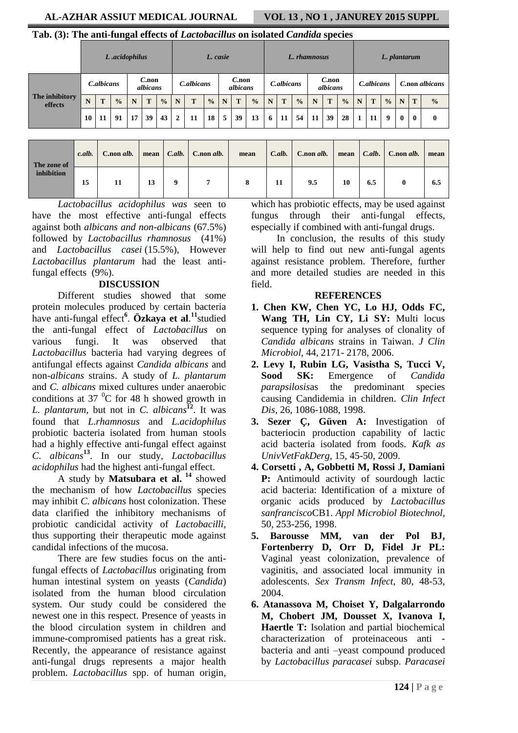**Tab. (3): The anti-fungal effects of *Lactobacillus* on isolated *Candida* species**

| | *L .acidophilus* | | | | | | *L. casie* | | | | | | *L. rhamnosus* | | | | | | *L. plantarum* | | | | | |
|---|---|---|---|---|---|---|---|---|---|---|---|---|---|---|---|---|---|---|---|---|---|---|---|---|
| | *C.albicans* | | | *C.non albicans* | | | *C.albicans* | | | *C.non albicans* | | | *C.albicans* | | | *C.non albicans* | | | *C.albicans* | | | *C.non albicans* | | |
| **The inhibitory effects** | N | T | % | N | T | % | N | T | % | N | T | % | N | T | % | N | T | % | N | T | % | N | T | % |
| | 10 | 11 | 91 | 17 | 39 | 43 | 2 | 11 | 18 | 5 | 39 | 13 | 6 | 11 | 54 | 11 | 39 | 28 | 1 | 11 | 9 | 0 | 0 | 0 |

| **The zone of inhibition** | *c.alb.* | C.non *alb.* | mean | *C.alb.* | C.non *alb.* | mean | *C.alb.* | C.non *alb.* | mean | *C.alb.* | C.non *alb.* | mean |
|---|---|---|---|---|---|---|---|---|---|---|---|---|
| | 15 | 11 | 13 | 9 | 7 | 8 | 11 | 9.5 | 10 | 6.5 | 0 | 6.5 |

*Lactobacillus acidophilus was* seen to have the most effective anti-fungal effects against both *albicans and non-albicans* (67.5%) followed by *Lactobacillus rhamnosus* (41%) and *Lactobacillus casei* (15.5%), However *Lactobacillus plantarum* had the least anti-fungal effects (9%).

## DISCUSSION

Different studies showed that some protein molecules produced by certain bacteria have anti-fungal effect[6]. **Özkaya et al**.[11]studied the anti-fungal effect of *Lactobacillus* on various fungi. It was observed that *Lactobacillus* bacteria had varying degrees of antifungal effects against *Candida albicans* and non-*albicans* strains. A study of *L. plantarum* and *C. albicans* mixed cultures under anaerobic conditions at 37 $^{0}$C for 48 h showed growth in *L. plantarum*, but not in *C. albicans*[12]. It was found that *L.rhamnosus* and *L.acidophilus* probiotic bacteria isolated from human stools had a highly effective anti-fungal effect against *C. albicans*[13]. In our study, *Lactobacillus acidophilus* had the highest anti-fungal effect.

A study by **Matsubara et al.** [14] showed the mechanism of how *Lactobacillus* species may inhibit *C. albicans* host colonization. These data clarified the inhibitory mechanisms of probiotic candicidal activity of *Lactobacilli*, thus supporting their therapeutic mode against candidal infections of the mucosa.

There are few studies focus on the anti-fungal effects of *Lactobacillus* originating from human intestinal system on yeasts (*Candida*) isolated from the human blood circulation system. Our study could be considered the newest one in this respect. Presence of yeasts in the blood circulation system in children and immune-compromised patients has a great risk. Recently, the appearance of resistance against anti-fungal drugs represents a major health problem. *Lactobacillus* spp. of human origin, which has probiotic effects, may be used against fungus through their anti-fungal effects, especially if combined with anti-fungal drugs.

In conclusion, the results of this study will help to find out new anti-fungal agents against resistance problem. Therefore, further and more detailed studies are needed in this field.

## REFERENCES

1. **Chen KW, Chen YC, Lo HJ, Odds FC, Wang TH, Lin CY, Li SY:** Multi locus sequence typing for analyses of clonality of *Candida albicans* strains in Taiwan. *J Clin Microbiol,* 44, 2171- 2178, 2006.
2. **Levy I, Rubin LG, Vasistha S, Tucci V, Sood SK:** Emergence of *Candida parapsilosis*as the predominant species causing Candidemia in children. *Clin Infect Dis,* 26, 1086-1088, 1998.
3. **Sezer Ç, Güven A:** Investigation of bacteriocin production capability of lactic acid bacteria isolated from foods. *Kafk as UnivVetFakDerg,* 15, 45-50, 2009.
4. **Corsetti , A, Gobbetti M, Rossi J, Damiani P:** Antimould activity of sourdough lactic acid bacteria: Identification of a mixture of organic acids produced by *Lactobacillus sanfrancisco*CB1. *Appl Microbiol Biotechnol,* 50, 253-256, 1998.
5. **Barousse MM, van der Pol BJ, Fortenberry D, Orr D, Fidel Jr PL:** Vaginal yeast colonization, prevalence of vaginitis, and associated local immunity in adolescents. *Sex Transm Infect,* 80, 48-53, 2004.
6. **Atanassova M, Choiset Y, Dalgalarrondo M, Chobert JM, Dousset X, Ivanova I, Haertle T:** Isolation and partial biochemical characterization of proteinaceous anti - bacteria and anti –yeast compound produced by *Lactobacillus paracasei* subsp. *Paracasei*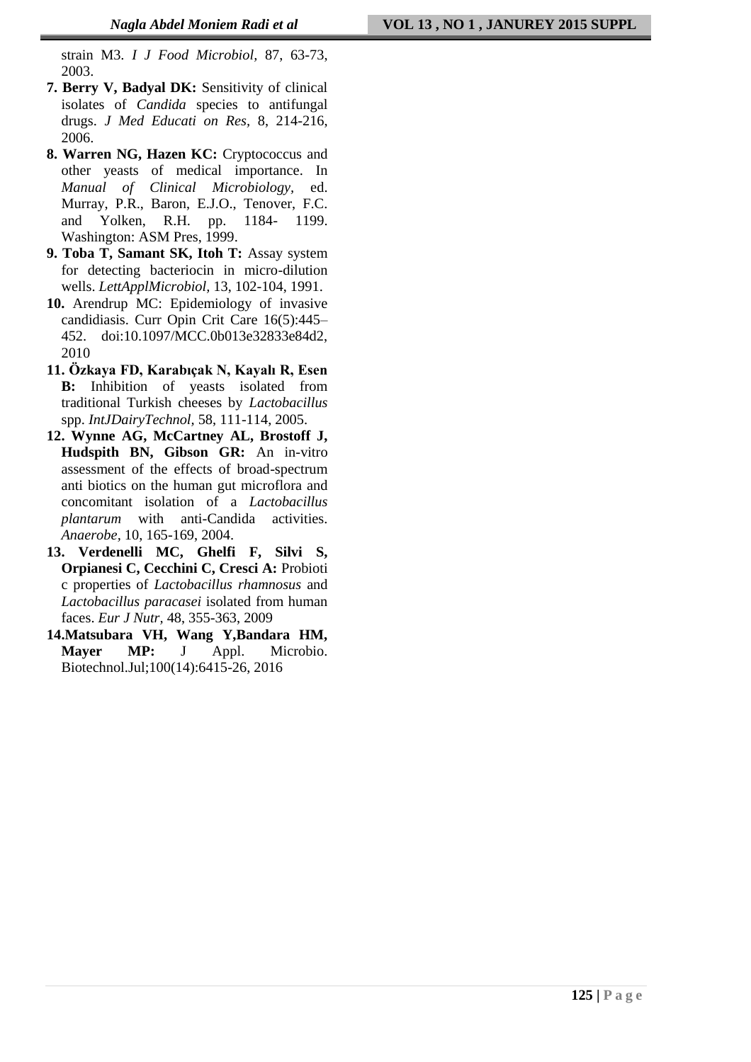strain M3. *I J Food Microbiol*, 87, 63-73, 2003.

7. **Berry V, Badyal DK:** Sensitivity of clinical isolates of *Candida* species to antifungal drugs. *J Med Educati on Res*, 8, 214-216, 2006.
8. **Warren NG, Hazen KC:** Cryptococcus and other yeasts of medical importance. In *Manual of Clinical Microbiology*, ed. Murray, P.R., Baron, E.J.O., Tenover, F.C. and Yolken, R.H. pp. 1184- 1199. Washington: ASM Pres, 1999.
9. **Toba T, Samant SK, Itoh T:** Assay system for detecting bacteriocin in micro-dilution wells. *LettApplMicrobiol*, 13, 102-104, 1991.
10. Arendrup MC: Epidemiology of invasive candidiasis. Curr Opin Crit Care 16(5):445–452. doi:10.1097/MCC.0b013e32833e84d2, 2010
11. **Özkaya FD, Karabıçak N, Kayalı R, Esen B:** Inhibition of yeasts isolated from traditional Turkish cheeses by *Lactobacillus* spp. *IntJDairyTechnol*, 58, 111-114, 2005.
12. **Wynne AG, McCartney AL, Brostoff J, Hudspith BN, Gibson GR:** An in-vitro assessment of the effects of broad-spectrum anti biotics on the human gut microflora and concomitant isolation of a *Lactobacillus plantarum* with anti-Candida activities. *Anaerobe*, 10, 165-169, 2004.
13. **Verdenelli MC, Ghelfi F, Silvi S, Orpianesi C, Cecchini C, Cresci A:** Probioti c properties of *Lactobacillus rhamnosus* and *Lactobacillus paracasei* isolated from human faces. *Eur J Nutr*, 48, 355-363, 2009
14. **Matsubara VH, Wang Y,Bandara HM, Mayer MP:** J Appl. Microbio. Biotechnol.Jul;100(14):6415-26, 2016